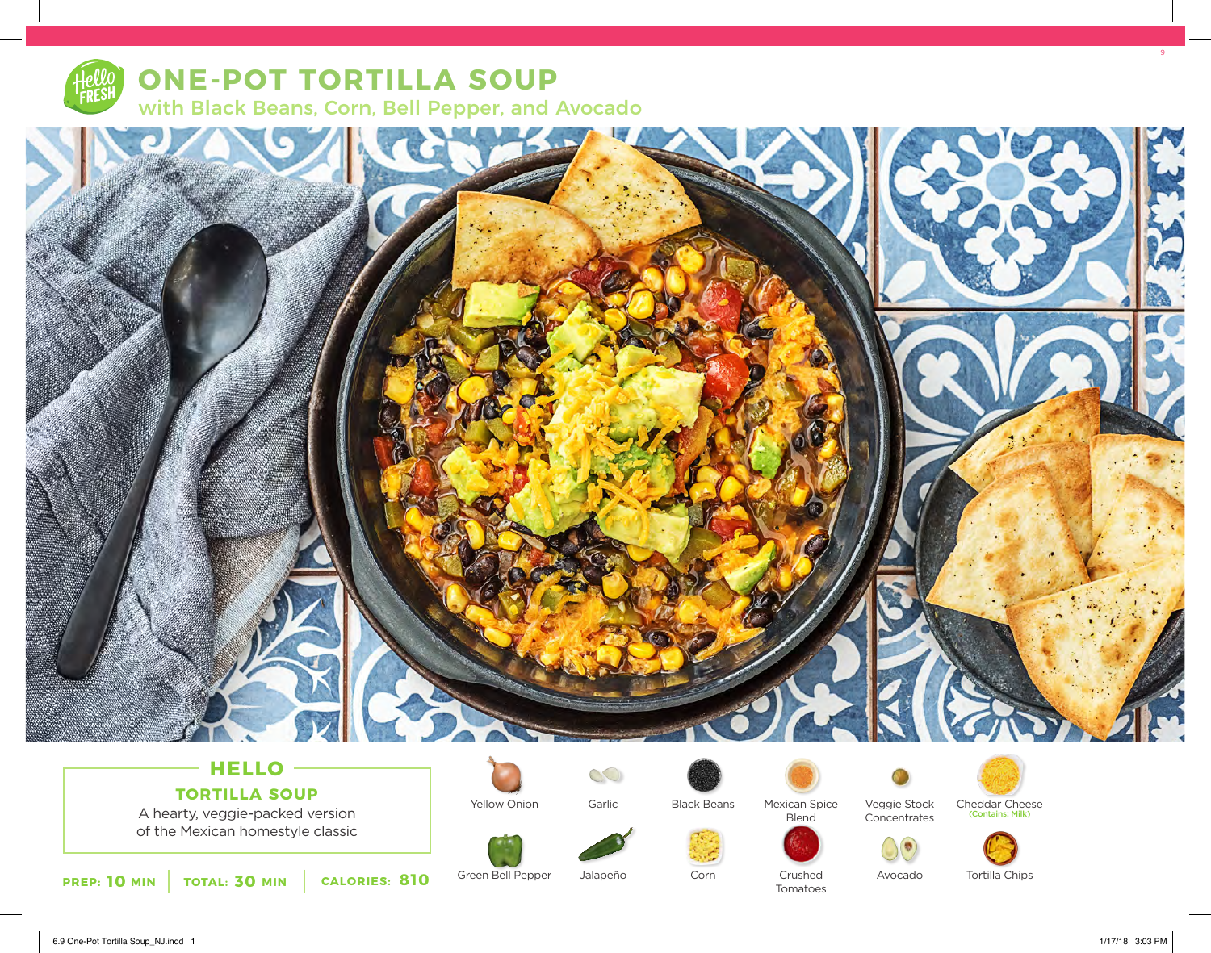# ONE-POT TORTILLA SOUP

## with Black Beans, Corn, Bell Pepper, and Avocado

## HELLO

### TORTILLA SOUP

A hearty, veggie-packed version of the Mexican homestyle classic

**PREP:** 10 MIN | **TOTAL:** 30 MIN | **CALORIES:** 810

- Yellow Onion
- Garlic
- Black Beans
- Mexican Spice Blend
- Veggie Stock Concentrates
- Cheddar Cheese (Contains: Milk)
- Green Bell Pepper
- Jalapeño
- Corn
- Crushed Tomatoes
- Avocado
- Tortilla Chips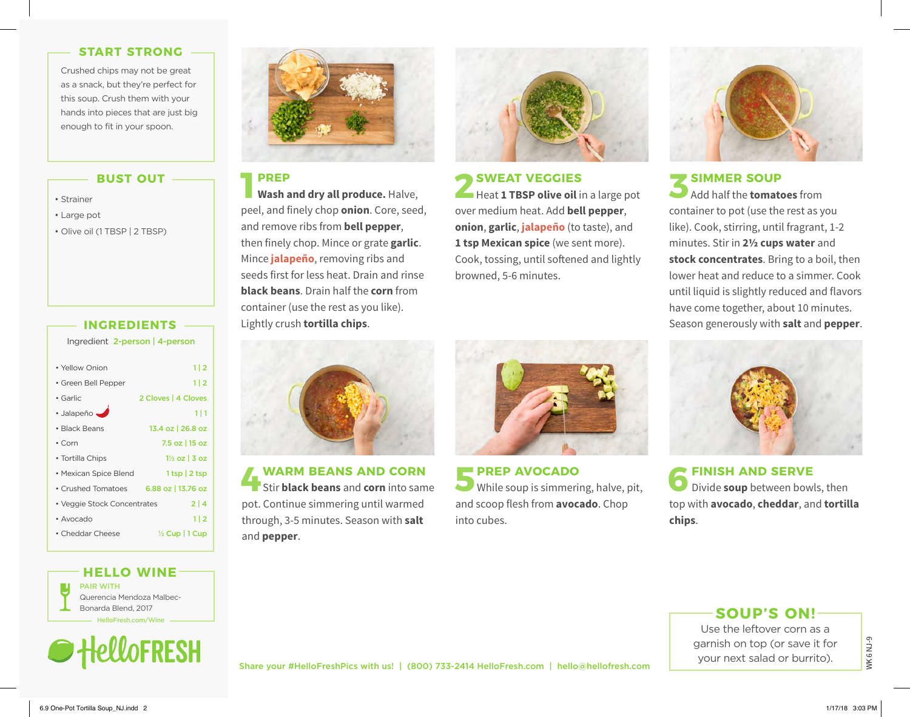## START STRONG

Crushed chips may not be great as a snack, but they're perfect for this soup. Crush them with your hands into pieces that are just big enough to fit in your spoon.

## BUST OUT

- Strainer
- Large pot
- Olive oil (1 TBSP | 2 TBSP)

## INGREDIENTS

| Ingredient | 2-person \| 4-person |
|---|---|
| Yellow Onion | 1 \| 2 |
| Green Bell Pepper | 1 \| 2 |
| Garlic | 2 Cloves \| 4 Cloves |
| Jalapeño | 1 \| 1 |
| Black Beans | 13.4 oz \| 26.8 oz |
| Corn | 7.5 oz \| 15 oz |
| Tortilla Chips | 1½ oz \| 3 oz |
| Mexican Spice Blend | 1 tsp \| 2 tsp |
| Crushed Tomatoes | 6.88 oz \| 13.76 oz |
| Veggie Stock Concentrates | 2 \| 4 |
| Avocado | 1 \| 2 |
| Cheddar Cheese | ½ Cup \| 1 Cup |

## HELLO WINE

PAIR WITH
Querencia Mendoza Malbec-Bonarda Blend, 2017

HelloFresh.com/Wine

HelloFRESH

## 1 PREP

**Wash and dry all produce.** Halve, peel, and finely chop **onion**. Core, seed, and remove ribs from **bell pepper**, then finely chop. Mince or grate **garlic**. Mince **jalapeño**, removing ribs and seeds first for less heat. Drain and rinse **black beans**. Drain half the **corn** from container (use the rest as you like). Lightly crush **tortilla chips**.

## 2 SWEAT VEGGIES

Heat **1 TBSP olive oil** in a large pot over medium heat. Add **bell pepper**, **onion**, **garlic**, **jalapeño** (to taste), and **1 tsp Mexican spice** (we sent more). Cook, tossing, until softened and lightly browned, 5-6 minutes.

## 3 SIMMER SOUP

Add half the **tomatoes** from container to pot (use the rest as you like). Cook, stirring, until fragrant, 1-2 minutes. Stir in **2½ cups water** and **stock concentrates**. Bring to a boil, then lower heat and reduce to a simmer. Cook until liquid is slightly reduced and flavors have come together, about 10 minutes. Season generously with **salt** and **pepper**.

## 4 WARM BEANS AND CORN

Stir **black beans** and **corn** into same pot. Continue simmering until warmed through, 3-5 minutes. Season with **salt** and **pepper**.

## 5 PREP AVOCADO

While soup is simmering, halve, pit, and scoop flesh from **avocado**. Chop into cubes.

## 6 FINISH AND SERVE

Divide **soup** between bowls, then top with **avocado**, **cheddar**, and **tortilla chips**.

## SOUP'S ON!

Use the leftover corn as a garnish on top (or save it for your next salad or burrito).

Share your #HelloFreshPics with us! | (800) 733-2414 HelloFresh.com | hello@hellofresh.com

WK 6 NJ-9